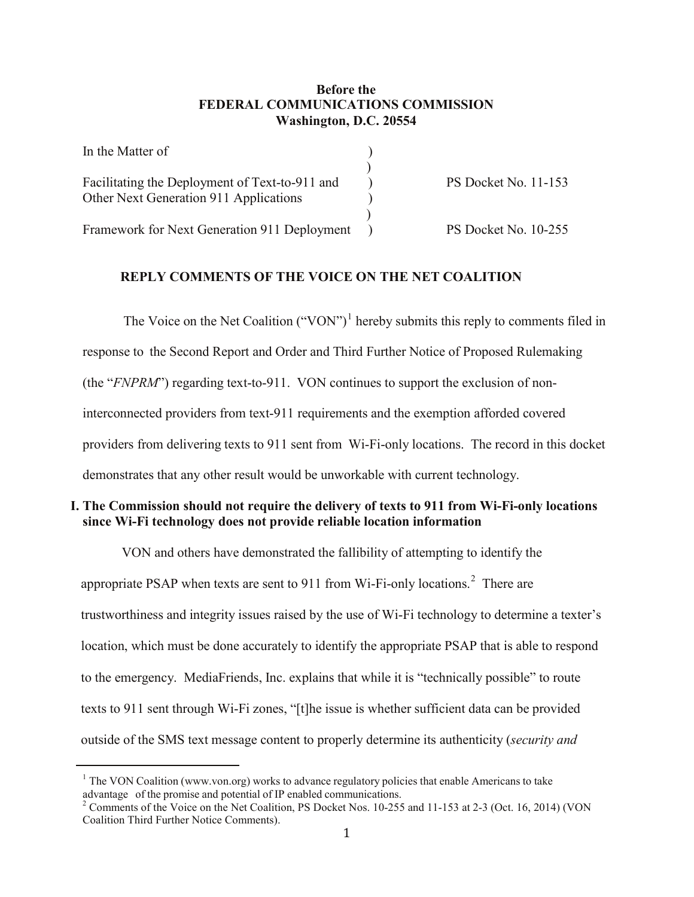**Before the**
**FEDERAL COMMUNICATIONS COMMISSION**
**Washington, D.C. 20554**

| | | |
|---|---|---|
| In the Matter of | ) | |
| | ) | |
| Facilitating the Deployment of Text-to-911 and Other Next Generation 911 Applications | ) | PS Docket No. 11-153 |
| | ) | |
| Framework for Next Generation 911 Deployment | ) | PS Docket No. 10-255 |

## REPLY COMMENTS OF THE VOICE ON THE NET COALITION

The Voice on the Net Coalition ("VON")[1] hereby submits this reply to comments filed in response to the Second Report and Order and Third Further Notice of Proposed Rulemaking (the "*FNPRM*") regarding text-to-911. VON continues to support the exclusion of non-interconnected providers from text-911 requirements and the exemption afforded covered providers from delivering texts to 911 sent from Wi-Fi-only locations. The record in this docket demonstrates that any other result would be unworkable with current technology.

### I. The Commission should not require the delivery of texts to 911 from Wi-Fi-only locations since Wi-Fi technology does not provide reliable location information

VON and others have demonstrated the fallibility of attempting to identify the appropriate PSAP when texts are sent to 911 from Wi-Fi-only locations.[2] There are trustworthiness and integrity issues raised by the use of Wi-Fi technology to determine a texter's location, which must be done accurately to identify the appropriate PSAP that is able to respond to the emergency. MediaFriends, Inc. explains that while it is "technically possible" to route texts to 911 sent through Wi-Fi zones, "[t]he issue is whether sufficient data can be provided outside of the SMS text message content to properly determine its authenticity (*security and*

---

[1] The VON Coalition (www.von.org) works to advance regulatory policies that enable Americans to take advantage of the promise and potential of IP enabled communications.

[2] Comments of the Voice on the Net Coalition, PS Docket Nos. 10-255 and 11-153 at 2-3 (Oct. 16, 2014) (VON Coalition Third Further Notice Comments).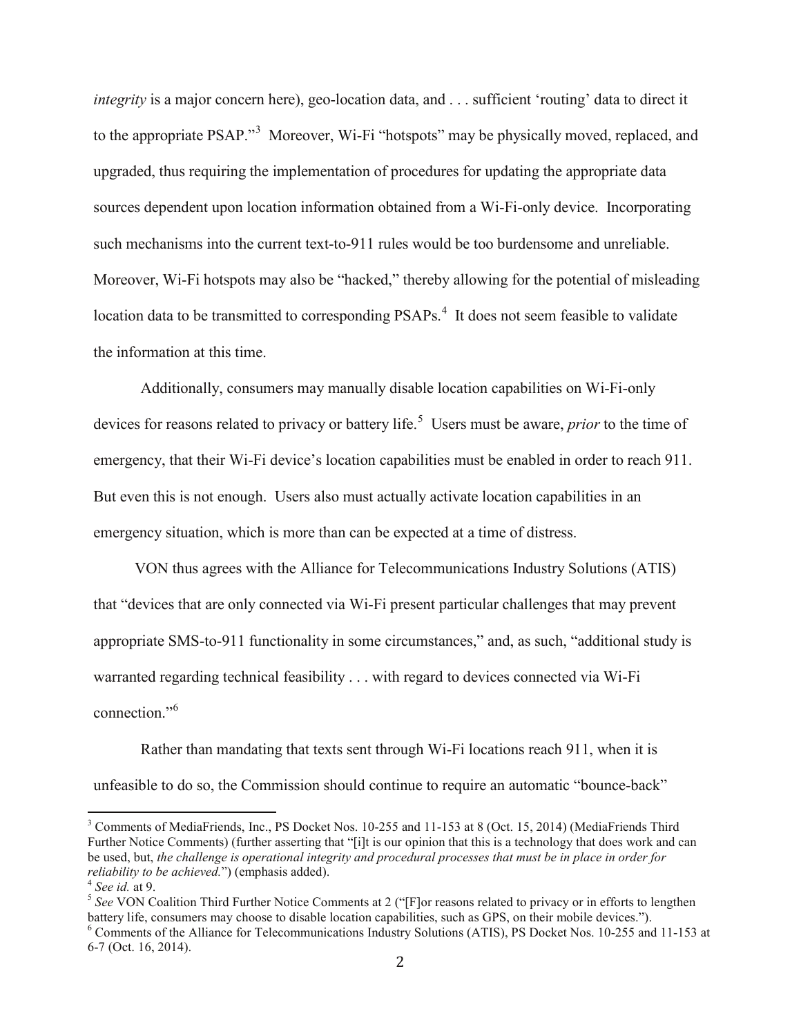*integrity* is a major concern here), geo-location data, and . . . sufficient 'routing' data to direct it to the appropriate PSAP."[3] Moreover, Wi-Fi "hotspots" may be physically moved, replaced, and upgraded, thus requiring the implementation of procedures for updating the appropriate data sources dependent upon location information obtained from a Wi-Fi-only device. Incorporating such mechanisms into the current text-to-911 rules would be too burdensome and unreliable. Moreover, Wi-Fi hotspots may also be "hacked," thereby allowing for the potential of misleading location data to be transmitted to corresponding PSAPs.[4] It does not seem feasible to validate the information at this time.

Additionally, consumers may manually disable location capabilities on Wi-Fi-only devices for reasons related to privacy or battery life.[5] Users must be aware, *prior* to the time of emergency, that their Wi-Fi device's location capabilities must be enabled in order to reach 911. But even this is not enough. Users also must actually activate location capabilities in an emergency situation, which is more than can be expected at a time of distress.

VON thus agrees with the Alliance for Telecommunications Industry Solutions (ATIS) that "devices that are only connected via Wi-Fi present particular challenges that may prevent appropriate SMS-to-911 functionality in some circumstances," and, as such, "additional study is warranted regarding technical feasibility . . . with regard to devices connected via Wi-Fi connection."[6]

Rather than mandating that texts sent through Wi-Fi locations reach 911, when it is unfeasible to do so, the Commission should continue to require an automatic "bounce-back"

---

[3] Comments of MediaFriends, Inc., PS Docket Nos. 10-255 and 11-153 at 8 (Oct. 15, 2014) (MediaFriends Third Further Notice Comments) (further asserting that "[i]t is our opinion that this is a technology that does work and can be used, but, *the challenge is operational integrity and procedural processes that must be in place in order for reliability to be achieved.*") (emphasis added).

[4] *See id.* at 9.

[5] *See* VON Coalition Third Further Notice Comments at 2 ("[F]or reasons related to privacy or in efforts to lengthen battery life, consumers may choose to disable location capabilities, such as GPS, on their mobile devices.").

[6] Comments of the Alliance for Telecommunications Industry Solutions (ATIS), PS Docket Nos. 10-255 and 11-153 at 6-7 (Oct. 16, 2014).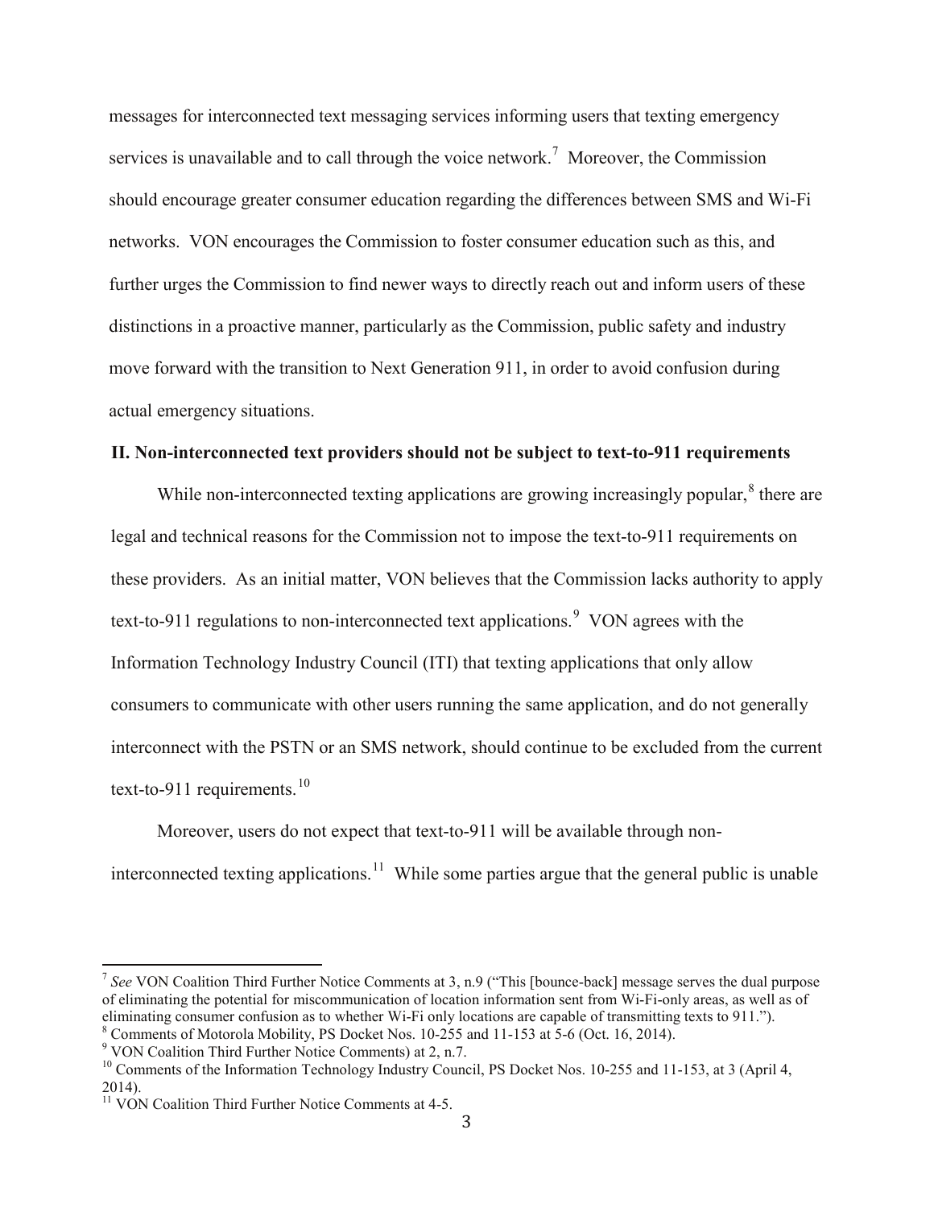messages for interconnected text messaging services informing users that texting emergency services is unavailable and to call through the voice network.[7] Moreover, the Commission should encourage greater consumer education regarding the differences between SMS and Wi-Fi networks. VON encourages the Commission to foster consumer education such as this, and further urges the Commission to find newer ways to directly reach out and inform users of these distinctions in a proactive manner, particularly as the Commission, public safety and industry move forward with the transition to Next Generation 911, in order to avoid confusion during actual emergency situations.

## II. Non-interconnected text providers should not be subject to text-to-911 requirements

While non-interconnected texting applications are growing increasingly popular,[8] there are legal and technical reasons for the Commission not to impose the text-to-911 requirements on these providers. As an initial matter, VON believes that the Commission lacks authority to apply text-to-911 regulations to non-interconnected text applications.[9] VON agrees with the Information Technology Industry Council (ITI) that texting applications that only allow consumers to communicate with other users running the same application, and do not generally interconnect with the PSTN or an SMS network, should continue to be excluded from the current text-to-911 requirements.[10]

Moreover, users do not expect that text-to-911 will be available through non-interconnected texting applications.[11] While some parties argue that the general public is unable

---

[7] *See* VON Coalition Third Further Notice Comments at 3, n.9 ("This [bounce-back] message serves the dual purpose of eliminating the potential for miscommunication of location information sent from Wi-Fi-only areas, as well as of eliminating consumer confusion as to whether Wi-Fi only locations are capable of transmitting texts to 911.").

[8] Comments of Motorola Mobility, PS Docket Nos. 10-255 and 11-153 at 5-6 (Oct. 16, 2014).

[9] VON Coalition Third Further Notice Comments) at 2, n.7.

[10] Comments of the Information Technology Industry Council, PS Docket Nos. 10-255 and 11-153, at 3 (April 4, 2014).

[11] VON Coalition Third Further Notice Comments at 4-5.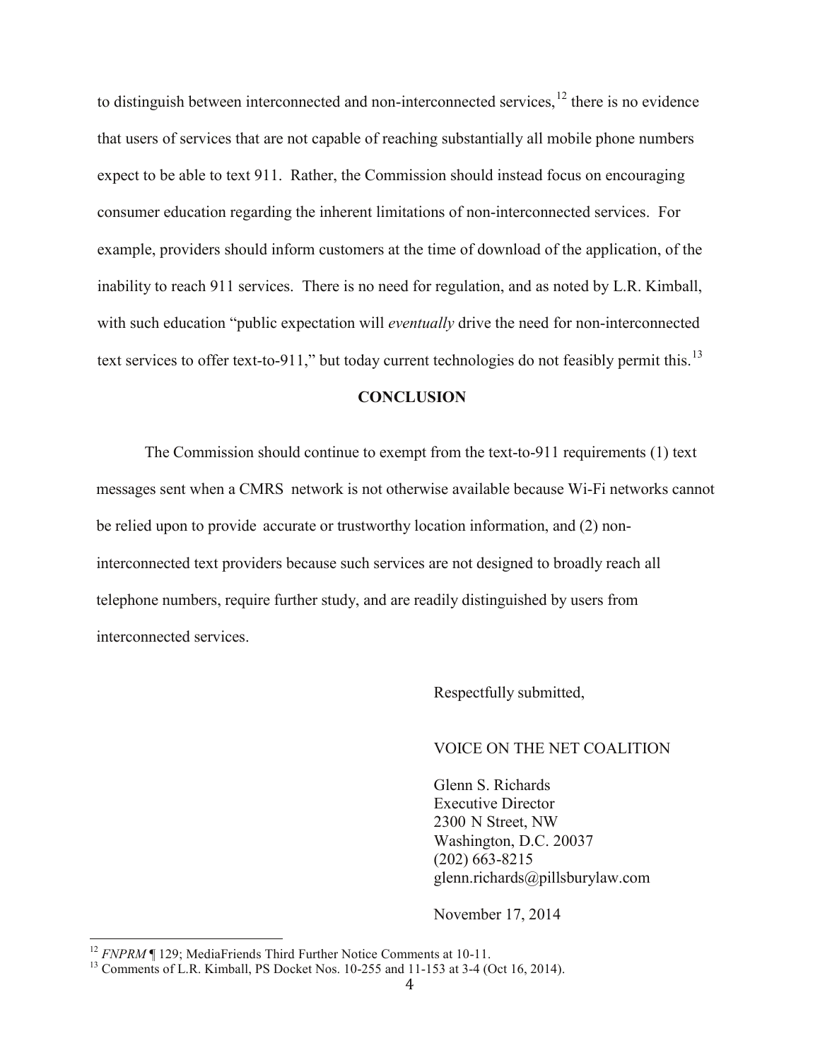to distinguish between interconnected and non-interconnected services,[12] there is no evidence that users of services that are not capable of reaching substantially all mobile phone numbers expect to be able to text 911. Rather, the Commission should instead focus on encouraging consumer education regarding the inherent limitations of non-interconnected services. For example, providers should inform customers at the time of download of the application, of the inability to reach 911 services. There is no need for regulation, and as noted by L.R. Kimball, with such education "public expectation will *eventually* drive the need for non-interconnected text services to offer text-to-911," but today current technologies do not feasibly permit this.[13]

## CONCLUSION

The Commission should continue to exempt from the text-to-911 requirements (1) text messages sent when a CMRS network is not otherwise available because Wi-Fi networks cannot be relied upon to provide accurate or trustworthy location information, and (2) non-interconnected text providers because such services are not designed to broadly reach all telephone numbers, require further study, and are readily distinguished by users from interconnected services.

Respectfully submitted,

VOICE ON THE NET COALITION

Glenn S. Richards
Executive Director
2300 N Street, NW
Washington, D.C. 20037
(202) 663-8215
glenn.richards@pillsburylaw.com

November 17, 2014

---

[12] *FNPRM* ¶ 129; MediaFriends Third Further Notice Comments at 10-11.

[13] Comments of L.R. Kimball, PS Docket Nos. 10-255 and 11-153 at 3-4 (Oct 16, 2014).